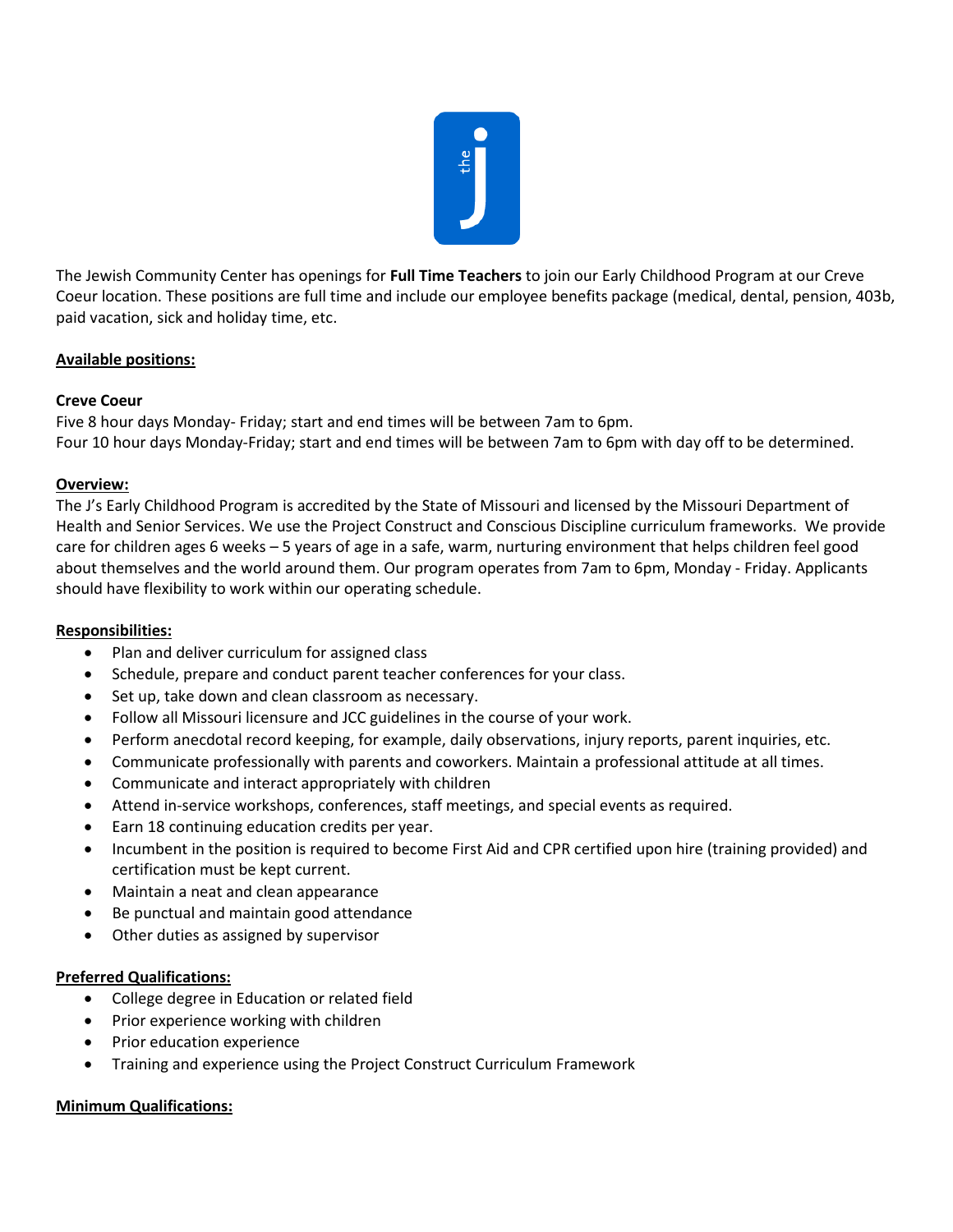The Jewish Community Center has openings for **Full Time Teachers** to join our Early Childhood Program at our Creve Coeur location. These positions are full time and include our employee benefits package (medical, dental, pension, 403b, paid vacation, sick and holiday time, etc.

**Available positions:**

**Creve Coeur**

Five 8 hour days Monday- Friday; start and end times will be between 7am to 6pm.
Four 10 hour days Monday-Friday; start and end times will be between 7am to 6pm with day off to be determined.

**Overview:**

The J's Early Childhood Program is accredited by the State of Missouri and licensed by the Missouri Department of Health and Senior Services. We use the Project Construct and Conscious Discipline curriculum frameworks. We provide care for children ages 6 weeks – 5 years of age in a safe, warm, nurturing environment that helps children feel good about themselves and the world around them. Our program operates from 7am to 6pm, Monday - Friday. Applicants should have flexibility to work within our operating schedule.

**Responsibilities:**

- Plan and deliver curriculum for assigned class
- Schedule, prepare and conduct parent teacher conferences for your class.
- Set up, take down and clean classroom as necessary.
- Follow all Missouri licensure and JCC guidelines in the course of your work.
- Perform anecdotal record keeping, for example, daily observations, injury reports, parent inquiries, etc.
- Communicate professionally with parents and coworkers. Maintain a professional attitude at all times.
- Communicate and interact appropriately with children
- Attend in-service workshops, conferences, staff meetings, and special events as required.
- Earn 18 continuing education credits per year.
- Incumbent in the position is required to become First Aid and CPR certified upon hire (training provided) and certification must be kept current.
- Maintain a neat and clean appearance
- Be punctual and maintain good attendance
- Other duties as assigned by supervisor

**Preferred Qualifications:**

- College degree in Education or related field
- Prior experience working with children
- Prior education experience
- Training and experience using the Project Construct Curriculum Framework

**Minimum Qualifications:**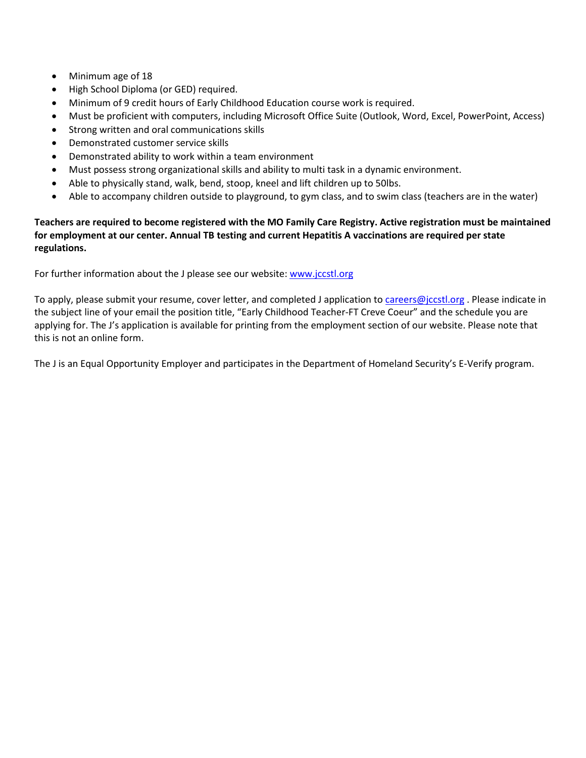- Minimum age of 18
- High School Diploma (or GED) required.
- Minimum of 9 credit hours of Early Childhood Education course work is required.
- Must be proficient with computers, including Microsoft Office Suite (Outlook, Word, Excel, PowerPoint, Access)
- Strong written and oral communications skills
- Demonstrated customer service skills
- Demonstrated ability to work within a team environment
- Must possess strong organizational skills and ability to multi task in a dynamic environment.
- Able to physically stand, walk, bend, stoop, kneel and lift children up to 50lbs.
- Able to accompany children outside to playground, to gym class, and to swim class (teachers are in the water)

**Teachers are required to become registered with the MO Family Care Registry. Active registration must be maintained for employment at our center. Annual TB testing and current Hepatitis A vaccinations are required per state regulations.**

For further information about the J please see our website: [www.jccstl.org](http://www.jccstl.org)

To apply, please submit your resume, cover letter, and completed J application to [careers@jccstl.org](mailto:careers@jccstl.org) . Please indicate in the subject line of your email the position title, “Early Childhood Teacher-FT Creve Coeur” and the schedule you are applying for. The J’s application is available for printing from the employment section of our website. Please note that this is not an online form.

The J is an Equal Opportunity Employer and participates in the Department of Homeland Security’s E-Verify program.